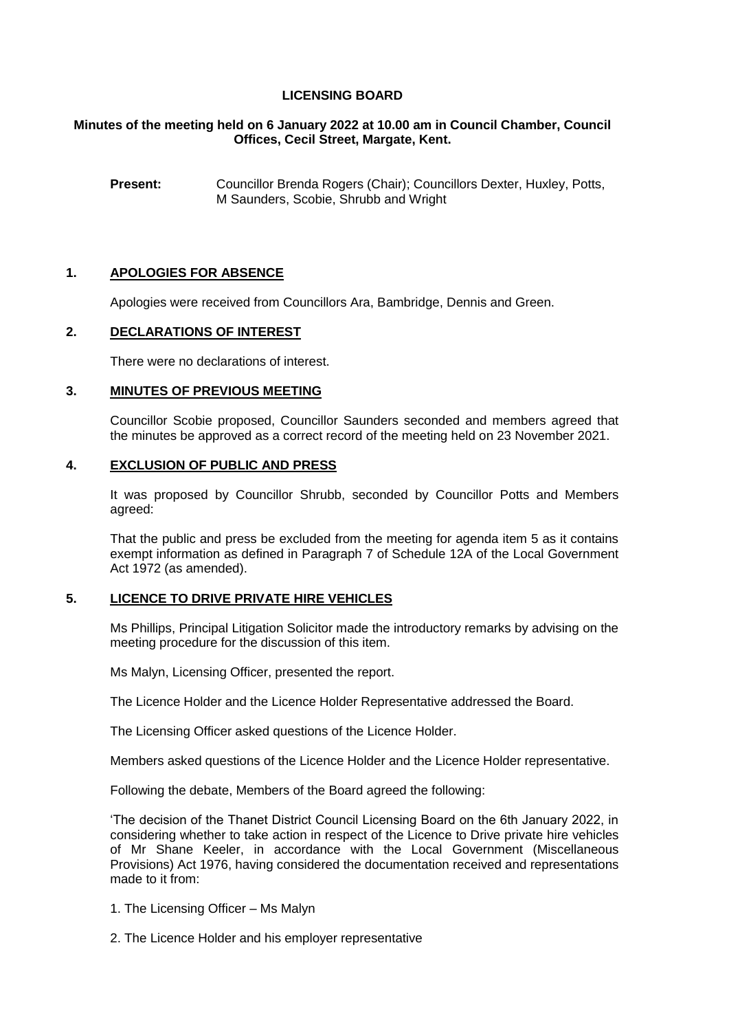# LICENSING BOARD

**Minutes of the meeting held on 6 January 2022 at 10.00 am in Council Chamber, Council Offices, Cecil Street, Margate, Kent.**

**Present:** Councillor Brenda Rogers (Chair); Councillors Dexter, Huxley, Potts, M Saunders, Scobie, Shrubb and Wright

## 1. APOLOGIES FOR ABSENCE

Apologies were received from Councillors Ara, Bambridge, Dennis and Green.

## 2. DECLARATIONS OF INTEREST

There were no declarations of interest.

## 3. MINUTES OF PREVIOUS MEETING

Councillor Scobie proposed, Councillor Saunders seconded and members agreed that the minutes be approved as a correct record of the meeting held on 23 November 2021.

## 4. EXCLUSION OF PUBLIC AND PRESS

It was proposed by Councillor Shrubb, seconded by Councillor Potts and Members agreed:

That the public and press be excluded from the meeting for agenda item 5 as it contains exempt information as defined in Paragraph 7 of Schedule 12A of the Local Government Act 1972 (as amended).

## 5. LICENCE TO DRIVE PRIVATE HIRE VEHICLES

Ms Phillips, Principal Litigation Solicitor made the introductory remarks by advising on the meeting procedure for the discussion of this item.

Ms Malyn, Licensing Officer, presented the report.

The Licence Holder and the Licence Holder Representative addressed the Board.

The Licensing Officer asked questions of the Licence Holder.

Members asked questions of the Licence Holder and the Licence Holder representative.

Following the debate, Members of the Board agreed the following:

'The decision of the Thanet District Council Licensing Board on the 6th January 2022, in considering whether to take action in respect of the Licence to Drive private hire vehicles of Mr Shane Keeler, in accordance with the Local Government (Miscellaneous Provisions) Act 1976, having considered the documentation received and representations made to it from:

1. The Licensing Officer – Ms Malyn

2. The Licence Holder and his employer representative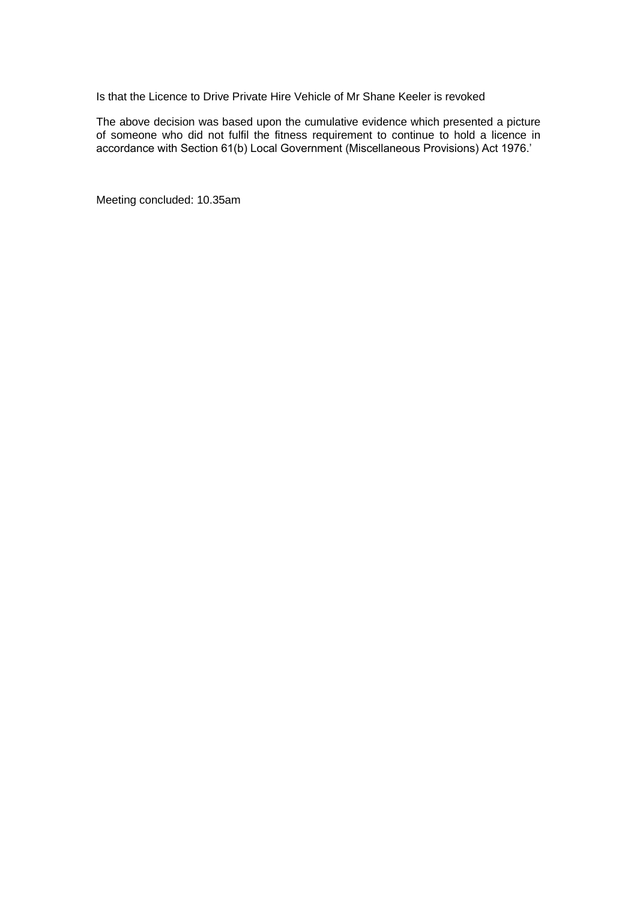Is that the Licence to Drive Private Hire Vehicle of Mr Shane Keeler is revoked

The above decision was based upon the cumulative evidence which presented a picture of someone who did not fulfil the fitness requirement to continue to hold a licence in accordance with Section 61(b) Local Government (Miscellaneous Provisions) Act 1976.'

Meeting concluded: 10.35am